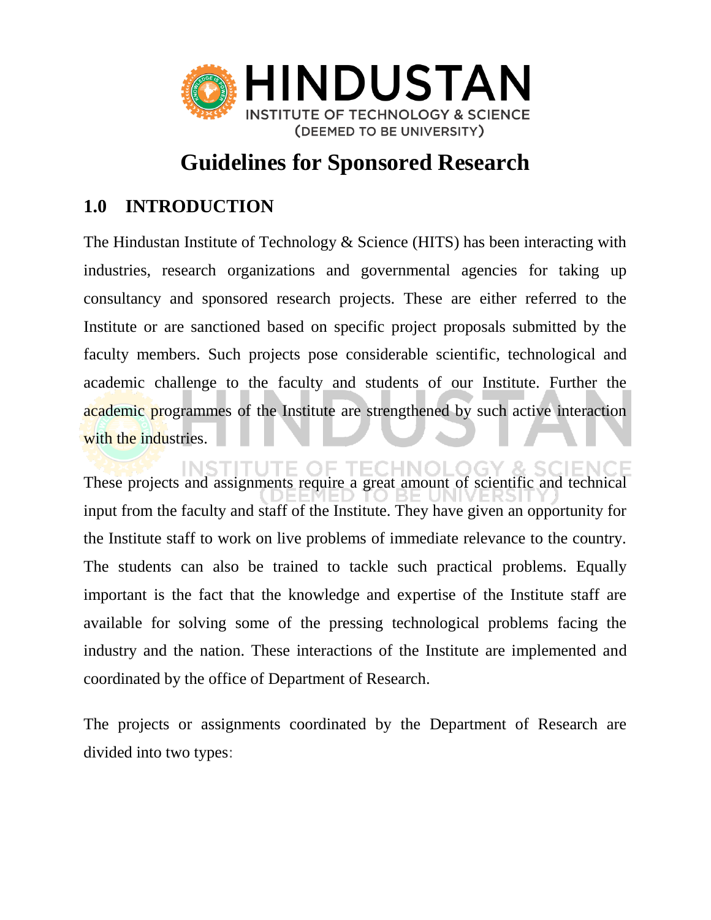# Guidelines for Sponsored Research

## 1.0 INTRODUCTION

The Hindustan Institute of Technology & Science (HITS) has been interacting with industries, research organizations and governmental agencies for taking up consultancy and sponsored research projects. These are either referred to the Institute or are sanctioned based on specific project proposals submitted by the faculty members. Such projects pose considerable scientific, technological and academic challenge to the faculty and students of our Institute. Further the academic programmes of the Institute are strengthened by such active interaction with the industries.

These projects and assignments require a great amount of scientific and technical input from the faculty and staff of the Institute. They have given an opportunity for the Institute staff to work on live problems of immediate relevance to the country. The students can also be trained to tackle such practical problems. Equally important is the fact that the knowledge and expertise of the Institute staff are available for solving some of the pressing technological problems facing the industry and the nation. These interactions of the Institute are implemented and coordinated by the office of Department of Research.

The projects or assignments coordinated by the Department of Research are divided into two types: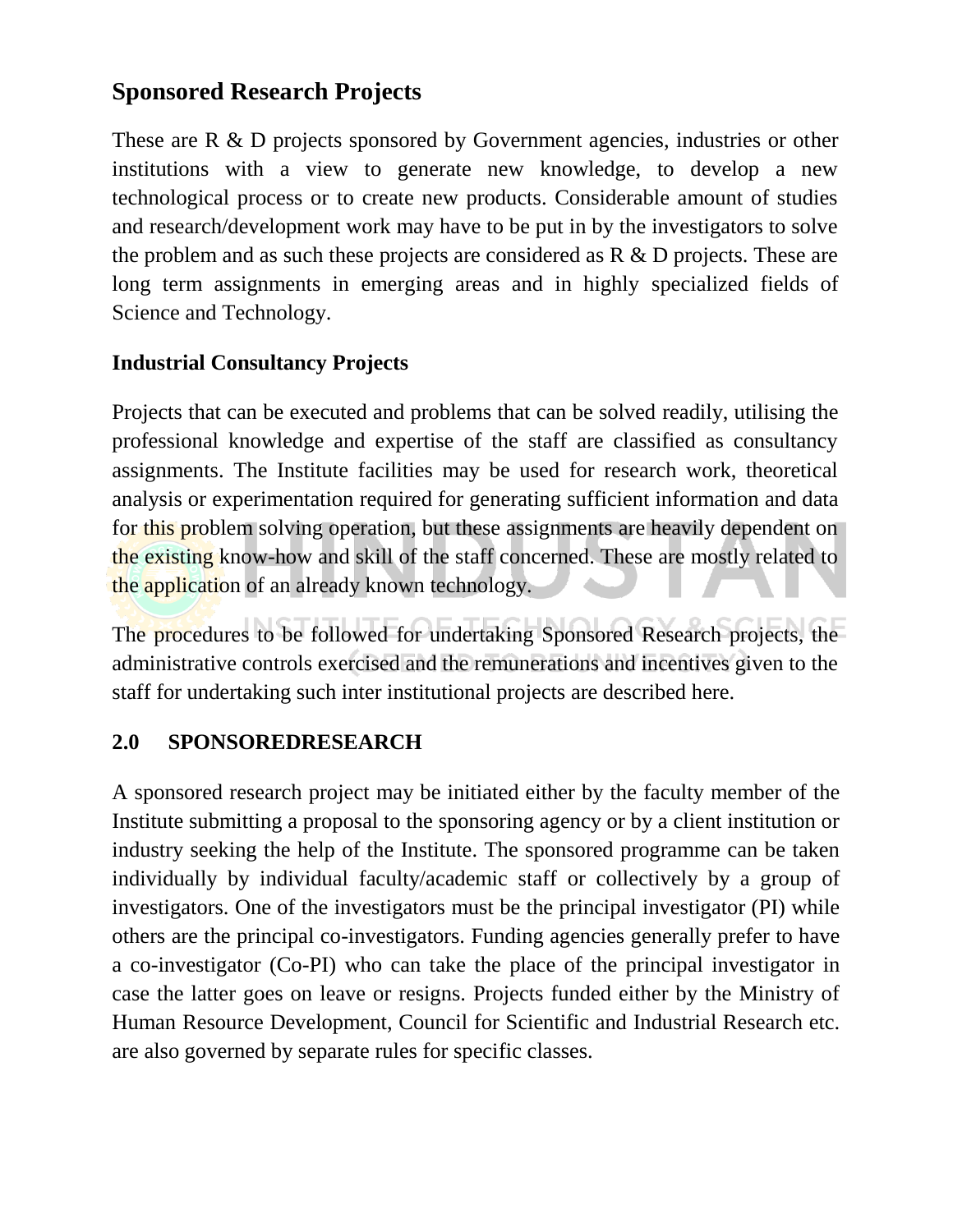## Sponsored Research Projects

These are R & D projects sponsored by Government agencies, industries or other institutions with a view to generate new knowledge, to develop a new technological process or to create new products. Considerable amount of studies and research/development work may have to be put in by the investigators to solve the problem and as such these projects are considered as R & D projects. These are long term assignments in emerging areas and in highly specialized fields of Science and Technology.

### Industrial Consultancy Projects

Projects that can be executed and problems that can be solved readily, utilising the professional knowledge and expertise of the staff are classified as consultancy assignments. The Institute facilities may be used for research work, theoretical analysis or experimentation required for generating sufficient information and data for this problem solving operation, but these assignments are heavily dependent on the existing know-how and skill of the staff concerned. These are mostly related to the application of an already known technology.

The procedures to be followed for undertaking Sponsored Research projects, the administrative controls exercised and the remunerations and incentives given to the staff for undertaking such inter institutional projects are described here.

### 2.0 SPONSOREDRESEARCH

A sponsored research project may be initiated either by the faculty member of the Institute submitting a proposal to the sponsoring agency or by a client institution or industry seeking the help of the Institute. The sponsored programme can be taken individually by individual faculty/academic staff or collectively by a group of investigators. One of the investigators must be the principal investigator (PI) while others are the principal co-investigators. Funding agencies generally prefer to have a co-investigator (Co-PI) who can take the place of the principal investigator in case the latter goes on leave or resigns. Projects funded either by the Ministry of Human Resource Development, Council for Scientific and Industrial Research etc. are also governed by separate rules for specific classes.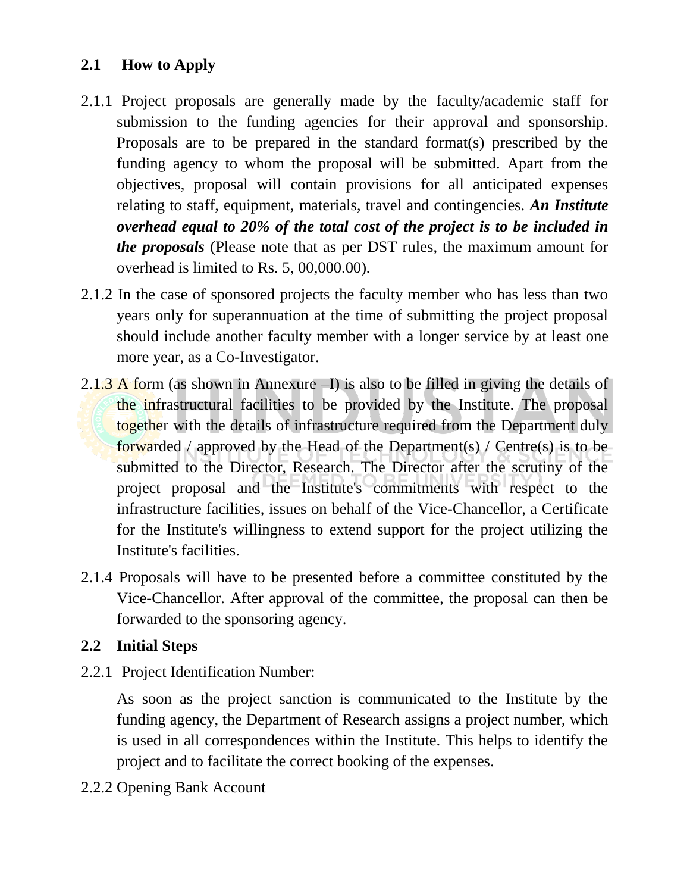## 2.1 How to Apply

2.1.1 Project proposals are generally made by the faculty/academic staff for submission to the funding agencies for their approval and sponsorship. Proposals are to be prepared in the standard format(s) prescribed by the funding agency to whom the proposal will be submitted. Apart from the objectives, proposal will contain provisions for all anticipated expenses relating to staff, equipment, materials, travel and contingencies. ***An Institute overhead equal to 20% of the total cost of the project is to be included in the proposals*** (Please note that as per DST rules, the maximum amount for overhead is limited to Rs. 5, 00,000.00).

2.1.2 In the case of sponsored projects the faculty member who has less than two years only for superannuation at the time of submitting the project proposal should include another faculty member with a longer service by at least one more year, as a Co-Investigator.

2.1.3 A form (as shown in Annexure –I) is also to be filled in giving the details of the infrastructural facilities to be provided by the Institute. The proposal together with the details of infrastructure required from the Department duly forwarded / approved by the Head of the Department(s) / Centre(s) is to be submitted to the Director, Research. The Director after the scrutiny of the project proposal and the Institute's commitments with respect to the infrastructure facilities, issues on behalf of the Vice-Chancellor, a Certificate for the Institute's willingness to extend support for the project utilizing the Institute's facilities.

2.1.4 Proposals will have to be presented before a committee constituted by the Vice-Chancellor. After approval of the committee, the proposal can then be forwarded to the sponsoring agency.

## 2.2 Initial Steps

2.2.1 Project Identification Number:

As soon as the project sanction is communicated to the Institute by the funding agency, the Department of Research assigns a project number, which is used in all correspondences within the Institute. This helps to identify the project and to facilitate the correct booking of the expenses.

2.2.2 Opening Bank Account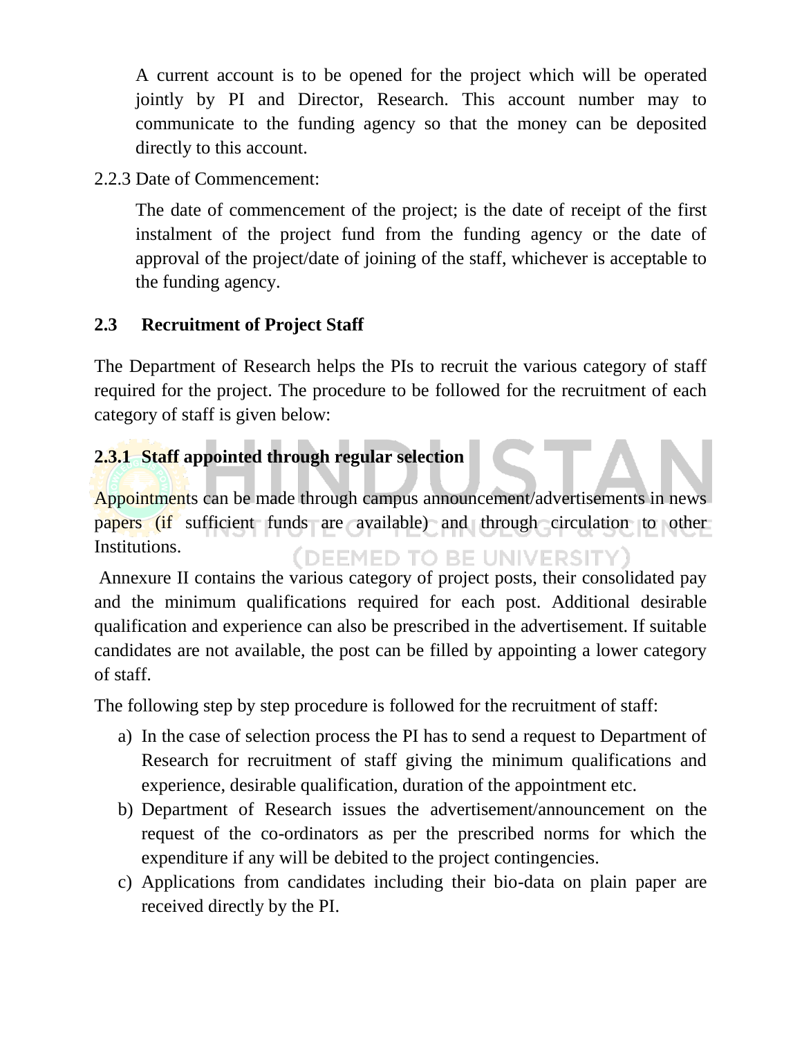A current account is to be opened for the project which will be operated jointly by PI and Director, Research. This account number may to communicate to the funding agency so that the money can be deposited directly to this account.

2.2.3 Date of Commencement:

The date of commencement of the project; is the date of receipt of the first instalment of the project fund from the funding agency or the date of approval of the project/date of joining of the staff, whichever is acceptable to the funding agency.

## 2.3 Recruitment of Project Staff

The Department of Research helps the PIs to recruit the various category of staff required for the project. The procedure to be followed for the recruitment of each category of staff is given below:

### 2.3.1 Staff appointed through regular selection

Appointments can be made through campus announcement/advertisements in news papers (if sufficient funds are available) and through circulation to other Institutions.

Annexure II contains the various category of project posts, their consolidated pay and the minimum qualifications required for each post. Additional desirable qualification and experience can also be prescribed in the advertisement. If suitable candidates are not available, the post can be filled by appointing a lower category of staff.

The following step by step procedure is followed for the recruitment of staff:

a) In the case of selection process the PI has to send a request to Department of Research for recruitment of staff giving the minimum qualifications and experience, desirable qualification, duration of the appointment etc.
b) Department of Research issues the advertisement/announcement on the request of the co-ordinators as per the prescribed norms for which the expenditure if any will be debited to the project contingencies.
c) Applications from candidates including their bio-data on plain paper are received directly by the PI.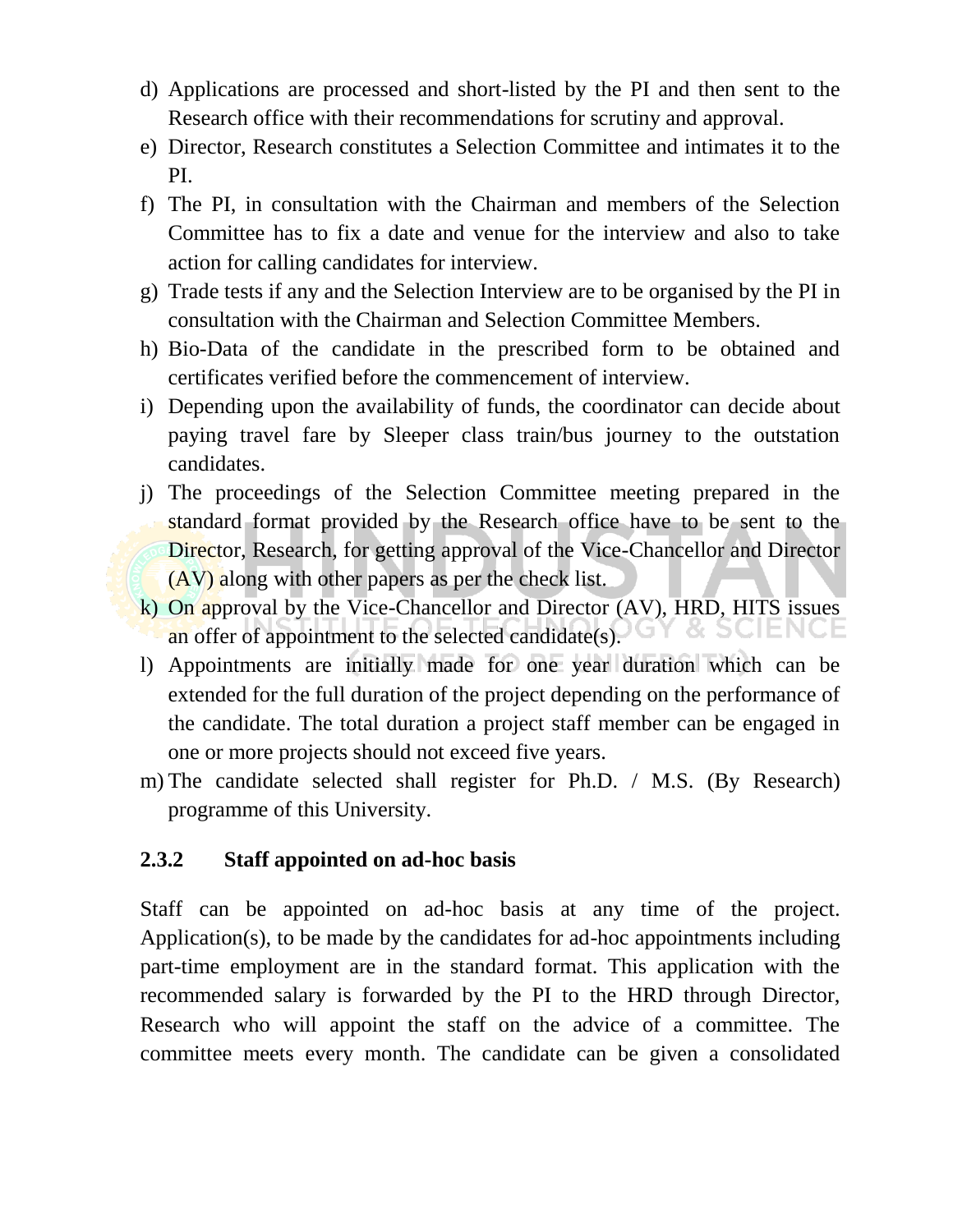d) Applications are processed and short-listed by the PI and then sent to the Research office with their recommendations for scrutiny and approval.
e) Director, Research constitutes a Selection Committee and intimates it to the PI.
f) The PI, in consultation with the Chairman and members of the Selection Committee has to fix a date and venue for the interview and also to take action for calling candidates for interview.
g) Trade tests if any and the Selection Interview are to be organised by the PI in consultation with the Chairman and Selection Committee Members.
h) Bio-Data of the candidate in the prescribed form to be obtained and certificates verified before the commencement of interview.
i) Depending upon the availability of funds, the coordinator can decide about paying travel fare by Sleeper class train/bus journey to the outstation candidates.
j) The proceedings of the Selection Committee meeting prepared in the standard format provided by the Research office have to be sent to the Director, Research, for getting approval of the Vice-Chancellor and Director (AV) along with other papers as per the check list.
k) On approval by the Vice-Chancellor and Director (AV), HRD, HITS issues an offer of appointment to the selected candidate(s).
l) Appointments are initially made for one year duration which can be extended for the full duration of the project depending on the performance of the candidate. The total duration a project staff member can be engaged in one or more projects should not exceed five years.
m) The candidate selected shall register for Ph.D. / M.S. (By Research) programme of this University.

### 2.3.2 Staff appointed on ad-hoc basis

Staff can be appointed on ad-hoc basis at any time of the project. Application(s), to be made by the candidates for ad-hoc appointments including part-time employment are in the standard format. This application with the recommended salary is forwarded by the PI to the HRD through Director, Research who will appoint the staff on the advice of a committee. The committee meets every month. The candidate can be given a consolidated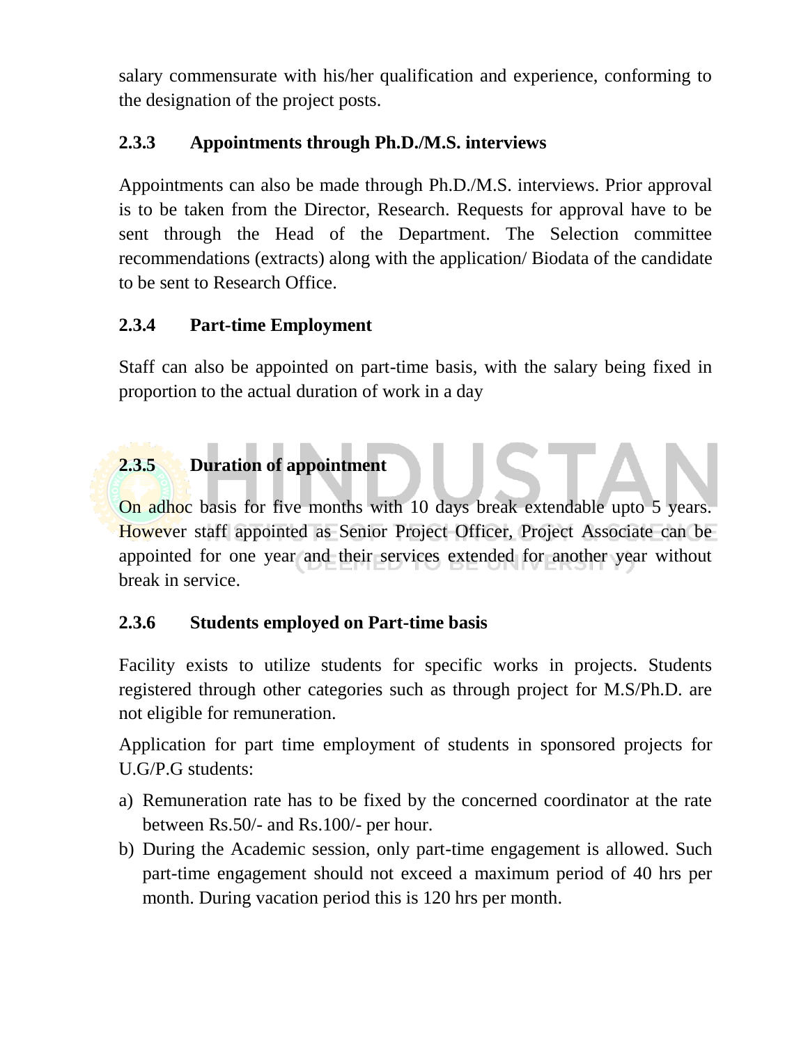salary commensurate with his/her qualification and experience, conforming to the designation of the project posts.

### 2.3.3 Appointments through Ph.D./M.S. interviews

Appointments can also be made through Ph.D./M.S. interviews. Prior approval is to be taken from the Director, Research. Requests for approval have to be sent through the Head of the Department. The Selection committee recommendations (extracts) along with the application/ Biodata of the candidate to be sent to Research Office.

### 2.3.4 Part-time Employment

Staff can also be appointed on part-time basis, with the salary being fixed in proportion to the actual duration of work in a day

### 2.3.5 Duration of appointment

On adhoc basis for five months with 10 days break extendable upto 5 years. However staff appointed as Senior Project Officer, Project Associate can be appointed for one year and their services extended for another year without break in service.

### 2.3.6 Students employed on Part-time basis

Facility exists to utilize students for specific works in projects. Students registered through other categories such as through project for M.S/Ph.D. are not eligible for remuneration.

Application for part time employment of students in sponsored projects for U.G/P.G students:

a) Remuneration rate has to be fixed by the concerned coordinator at the rate between Rs.50/- and Rs.100/- per hour.
b) During the Academic session, only part-time engagement is allowed. Such part-time engagement should not exceed a maximum period of 40 hrs per month. During vacation period this is 120 hrs per month.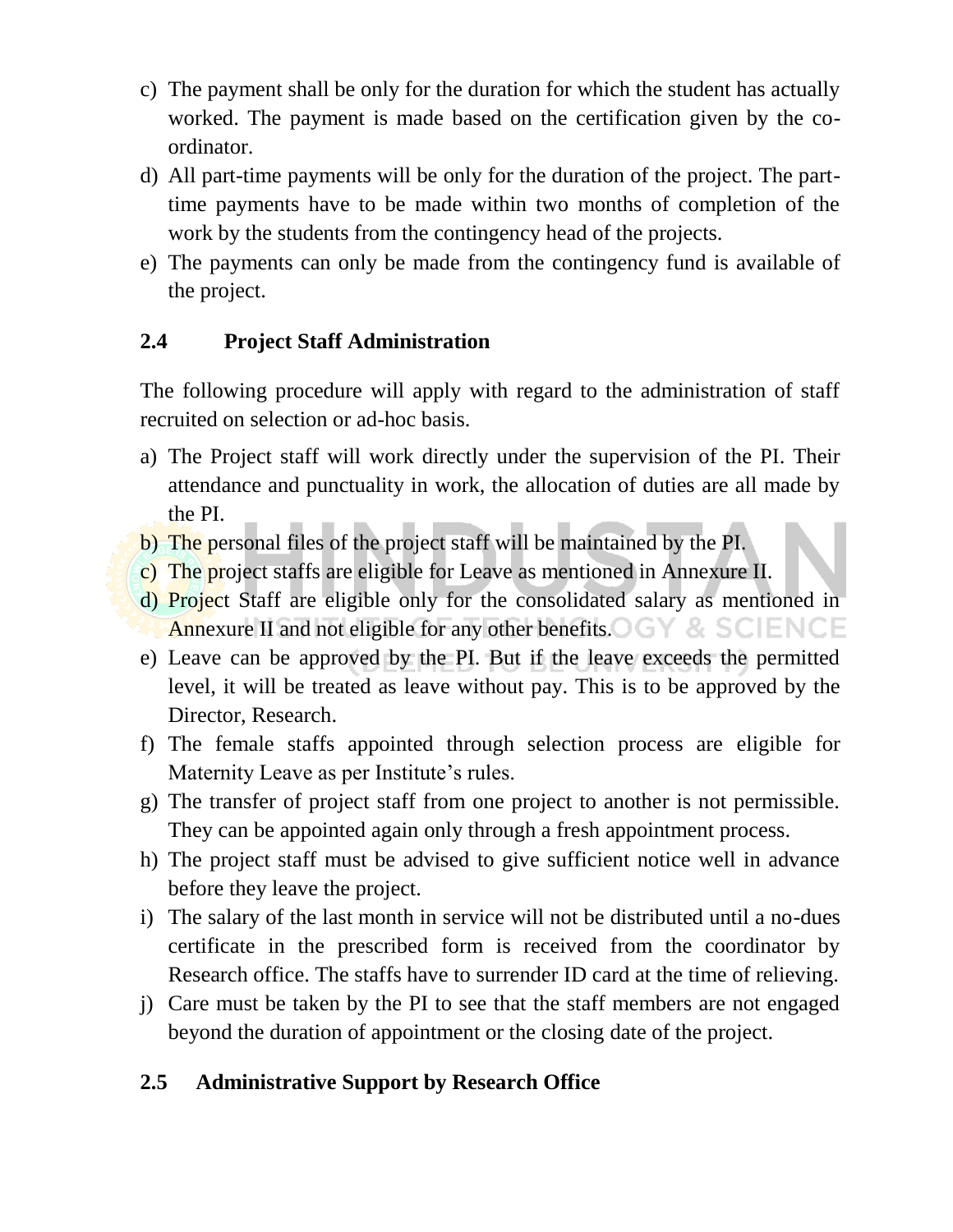c) The payment shall be only for the duration for which the student has actually worked. The payment is made based on the certification given by the co-ordinator.

d) All part-time payments will be only for the duration of the project. The part-time payments have to be made within two months of completion of the work by the students from the contingency head of the projects.

e) The payments can only be made from the contingency fund is available of the project.

## 2.4 Project Staff Administration

The following procedure will apply with regard to the administration of staff recruited on selection or ad-hoc basis.

a) The Project staff will work directly under the supervision of the PI. Their attendance and punctuality in work, the allocation of duties are all made by the PI.

b) The personal files of the project staff will be maintained by the PI.

c) The project staffs are eligible for Leave as mentioned in Annexure II.

d) Project Staff are eligible only for the consolidated salary as mentioned in Annexure II and not eligible for any other benefits.

e) Leave can be approved by the PI. But if the leave exceeds the permitted level, it will be treated as leave without pay. This is to be approved by the Director, Research.

f) The female staffs appointed through selection process are eligible for Maternity Leave as per Institute's rules.

g) The transfer of project staff from one project to another is not permissible. They can be appointed again only through a fresh appointment process.

h) The project staff must be advised to give sufficient notice well in advance before they leave the project.

i) The salary of the last month in service will not be distributed until a no-dues certificate in the prescribed form is received from the coordinator by Research office. The staffs have to surrender ID card at the time of relieving.

j) Care must be taken by the PI to see that the staff members are not engaged beyond the duration of appointment or the closing date of the project.

## 2.5 Administrative Support by Research Office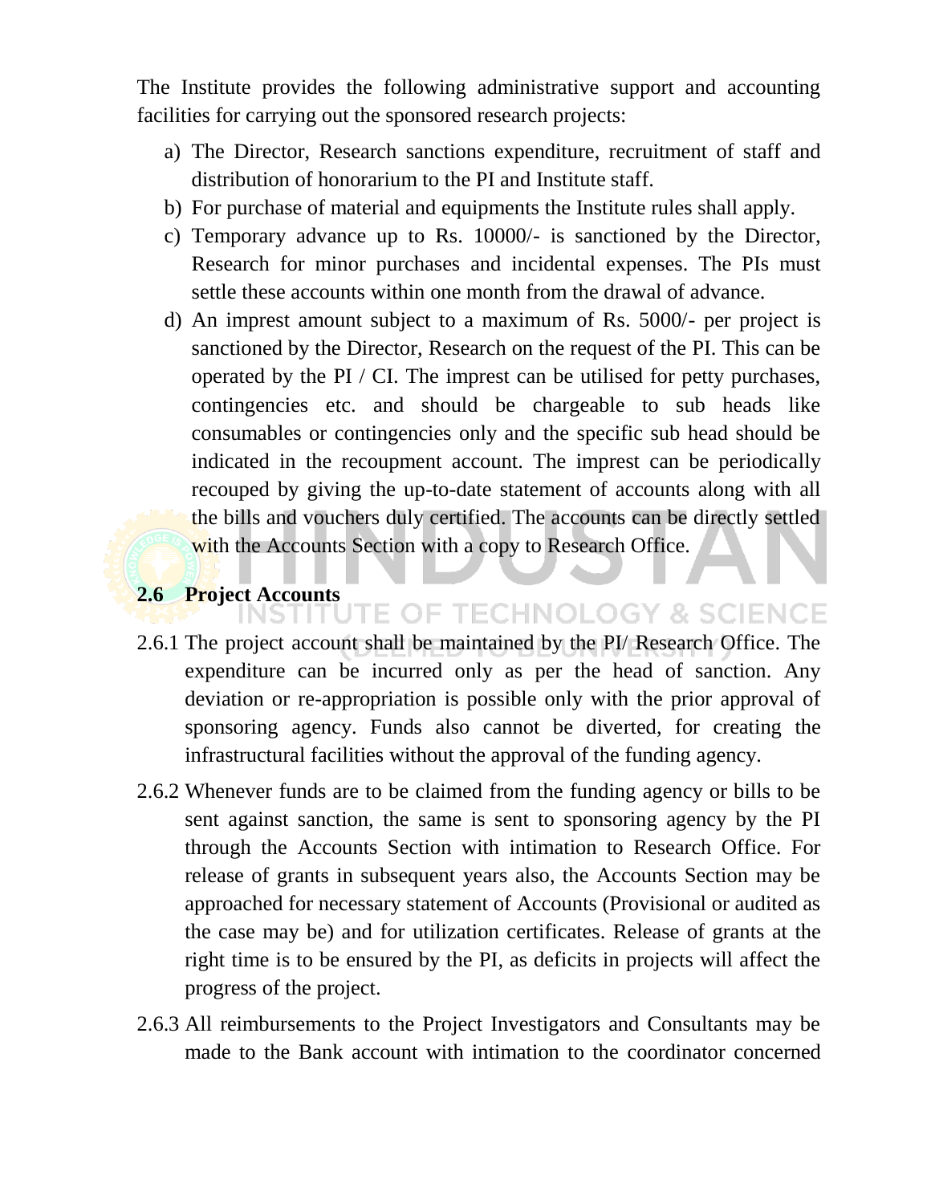The Institute provides the following administrative support and accounting facilities for carrying out the sponsored research projects:

a) The Director, Research sanctions expenditure, recruitment of staff and distribution of honorarium to the PI and Institute staff.
b) For purchase of material and equipments the Institute rules shall apply.
c) Temporary advance up to Rs. 10000/- is sanctioned by the Director, Research for minor purchases and incidental expenses. The PIs must settle these accounts within one month from the drawal of advance.
d) An imprest amount subject to a maximum of Rs. 5000/- per project is sanctioned by the Director, Research on the request of the PI. This can be operated by the PI / CI. The imprest can be utilised for petty purchases, contingencies etc. and should be chargeable to sub heads like consumables or contingencies only and the specific sub head should be indicated in the recoupment account. The imprest can be periodically recouped by giving the up-to-date statement of accounts along with all the bills and vouchers duly certified. The accounts can be directly settled with the Accounts Section with a copy to Research Office.

## 2.6 Project Accounts

2.6.1 The project account shall be maintained by the PI/ Research Office. The expenditure can be incurred only as per the head of sanction. Any deviation or re-appropriation is possible only with the prior approval of sponsoring agency. Funds also cannot be diverted, for creating the infrastructural facilities without the approval of the funding agency.

2.6.2 Whenever funds are to be claimed from the funding agency or bills to be sent against sanction, the same is sent to sponsoring agency by the PI through the Accounts Section with intimation to Research Office. For release of grants in subsequent years also, the Accounts Section may be approached for necessary statement of Accounts (Provisional or audited as the case may be) and for utilization certificates. Release of grants at the right time is to be ensured by the PI, as deficits in projects will affect the progress of the project.

2.6.3 All reimbursements to the Project Investigators and Consultants may be made to the Bank account with intimation to the coordinator concerned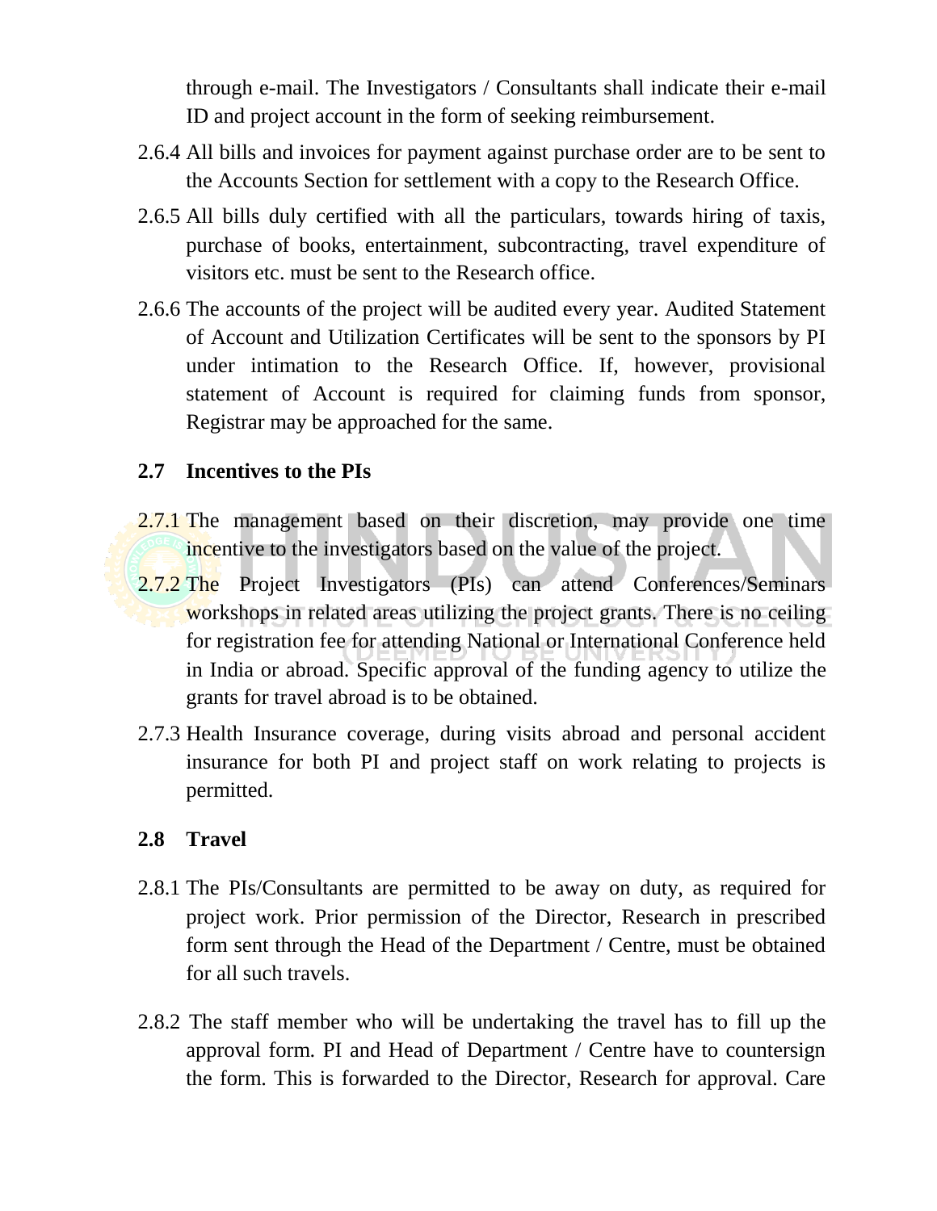through e-mail. The Investigators / Consultants shall indicate their e-mail ID and project account in the form of seeking reimbursement.

2.6.4 All bills and invoices for payment against purchase order are to be sent to the Accounts Section for settlement with a copy to the Research Office.

2.6.5 All bills duly certified with all the particulars, towards hiring of taxis, purchase of books, entertainment, subcontracting, travel expenditure of visitors etc. must be sent to the Research office.

2.6.6 The accounts of the project will be audited every year. Audited Statement of Account and Utilization Certificates will be sent to the sponsors by PI under intimation to the Research Office. If, however, provisional statement of Account is required for claiming funds from sponsor, Registrar may be approached for the same.

## 2.7 Incentives to the PIs

2.7.1 The management based on their discretion, may provide one time incentive to the investigators based on the value of the project.

2.7.2 The Project Investigators (PIs) can attend Conferences/Seminars workshops in related areas utilizing the project grants. There is no ceiling for registration fee for attending National or International Conference held in India or abroad. Specific approval of the funding agency to utilize the grants for travel abroad is to be obtained.

2.7.3 Health Insurance coverage, during visits abroad and personal accident insurance for both PI and project staff on work relating to projects is permitted.

## 2.8 Travel

2.8.1 The PIs/Consultants are permitted to be away on duty, as required for project work. Prior permission of the Director, Research in prescribed form sent through the Head of the Department / Centre, must be obtained for all such travels.

2.8.2 The staff member who will be undertaking the travel has to fill up the approval form. PI and Head of Department / Centre have to countersign the form. This is forwarded to the Director, Research for approval. Care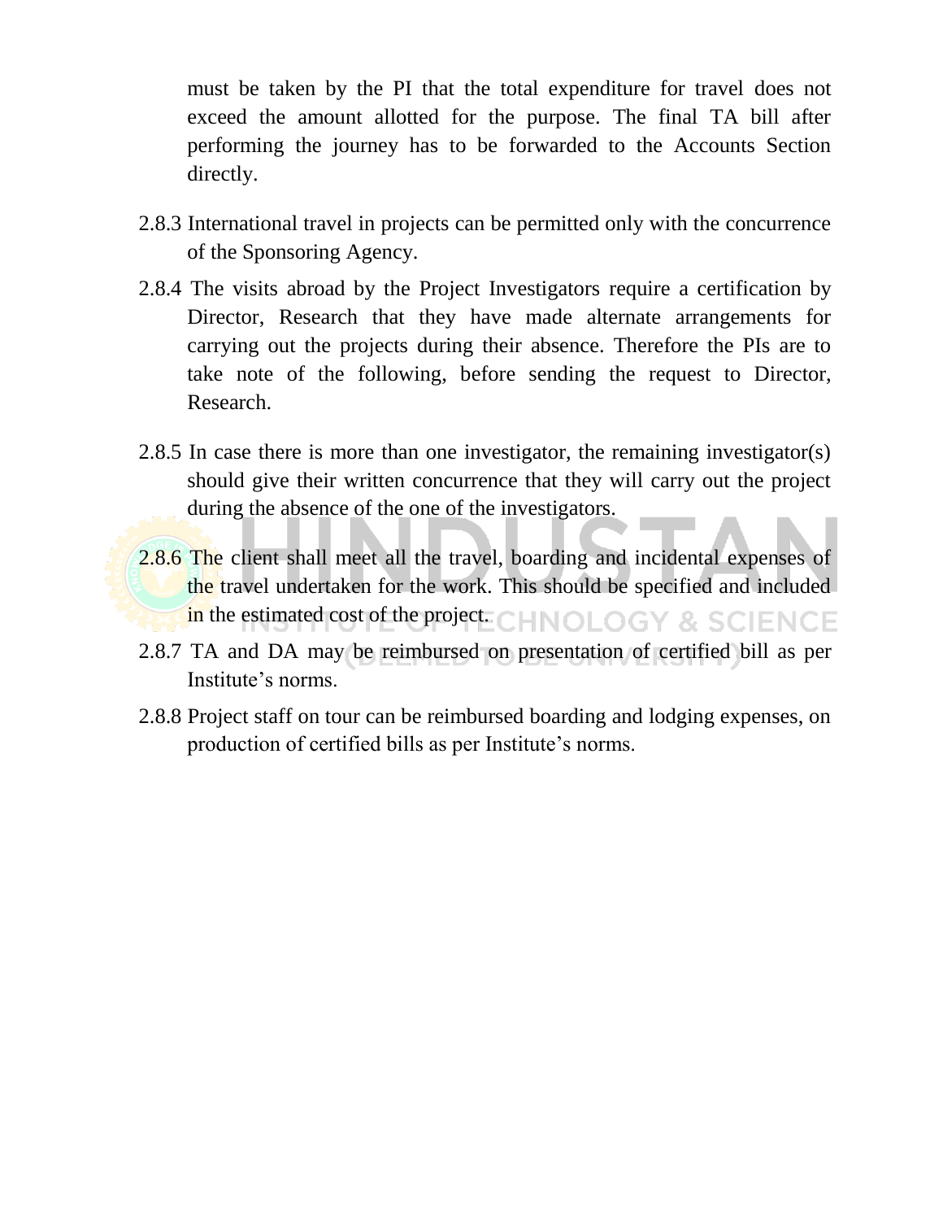must be taken by the PI that the total expenditure for travel does not exceed the amount allotted for the purpose. The final TA bill after performing the journey has to be forwarded to the Accounts Section directly.

2.8.3 International travel in projects can be permitted only with the concurrence of the Sponsoring Agency.

2.8.4 The visits abroad by the Project Investigators require a certification by Director, Research that they have made alternate arrangements for carrying out the projects during their absence. Therefore the PIs are to take note of the following, before sending the request to Director, Research.

2.8.5 In case there is more than one investigator, the remaining investigator(s) should give their written concurrence that they will carry out the project during the absence of the one of the investigators.

2.8.6 The client shall meet all the travel, boarding and incidental expenses of the travel undertaken for the work. This should be specified and included in the estimated cost of the project.

2.8.7 TA and DA may be reimbursed on presentation of certified bill as per Institute's norms.

2.8.8 Project staff on tour can be reimbursed boarding and lodging expenses, on production of certified bills as per Institute's norms.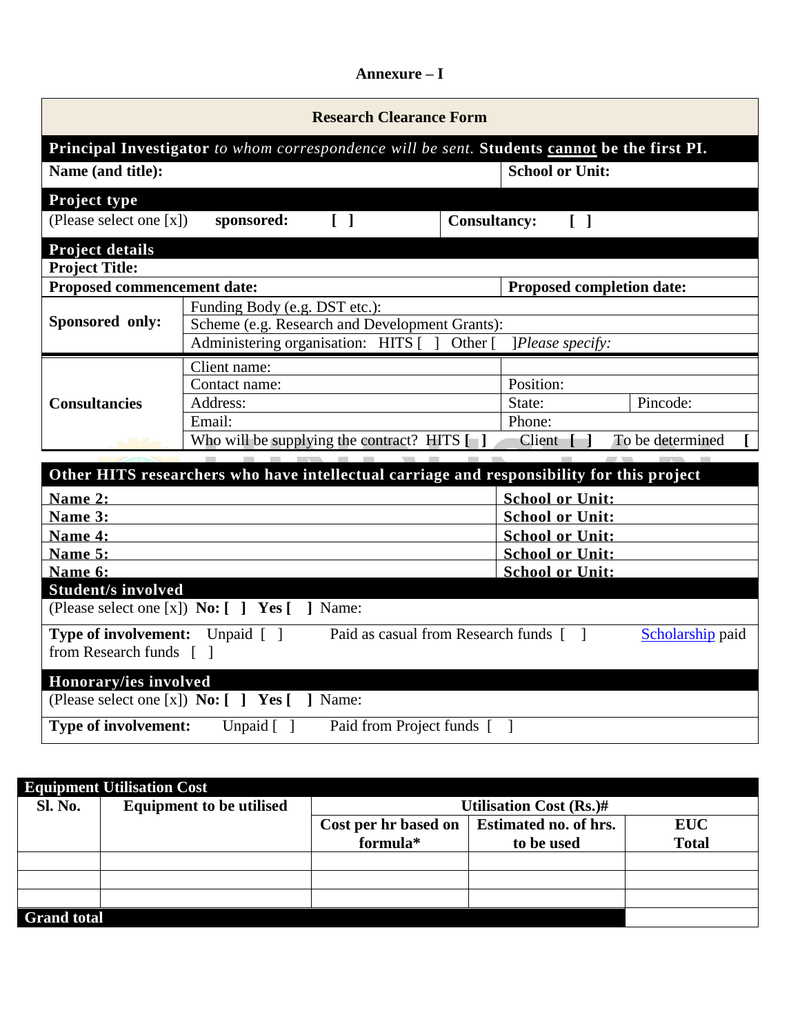**Annexure – I**

| **Research Clearance Form** | | | |
|---|---|---|---|
| **Principal Investigator** *to whom correspondence will be sent.* **Students cannot be the first PI.** | | | |
| **Name (and title):** | | **School or Unit:** | |
| **Project type** | | | |
| (Please select one [x]) **sponsored:** **[ ]** | | **Consultancy:** **[ ]** | |
| **Project details** | | | |
| **Project Title:** | | | |
| **Proposed commencement date:** | | **Proposed completion date:** | |
| **Sponsored only:** | Funding Body (e.g. DST etc.): | | |
| | Scheme (e.g. Research and Development Grants): | | |
| | Administering organisation: HITS [ ] Other [ ]*Please specify:* | | |
| **Consultancies** | Client name: | | |
| | Contact name: | Position: | |
| | Address: | State: | Pincode: |
| | Email: | Phone: | |
| | Who will be supplying the contract? HITS **[ ]** | Client **[ ]** | To be determined **[** |

| **Other HITS researchers who have intellectual carriage and responsibility for this project** | |
|---|---|
| **Name 2:** | **School or Unit:** |
| **Name 3:** | **School or Unit:** |
| **Name 4:** | **School or Unit:** |
| **Name 5:** | **School or Unit:** |
| **Name 6:** | **School or Unit:** |
| **Student/s involved** | |
| (Please select one [x]) **No: [ ] Yes [ ]** Name: | |
| **Type of involvement:** Unpaid [ ] Paid as casual from Research funds [ ] Scholarship paid from Research funds [ ] | |
| **Honorary/ies involved** | |
| (Please select one [x]) **No: [ ] Yes [ ]** Name: | |
| **Type of involvement:** Unpaid [ ] Paid from Project funds [ ] | |

| **Equipment Utilisation Cost** | | | | |
|---|---|---|---|---|
| **Sl. No.** | **Equipment to be utilised** | **Utilisation Cost (Rs.)#** | | |
| | | **Cost per hr based on formula*** | **Estimated no. of hrs. to be used** | **EUC Total** |
| | | | | |
| | | | | |
| | | | | |
| **Grand total** | | | | |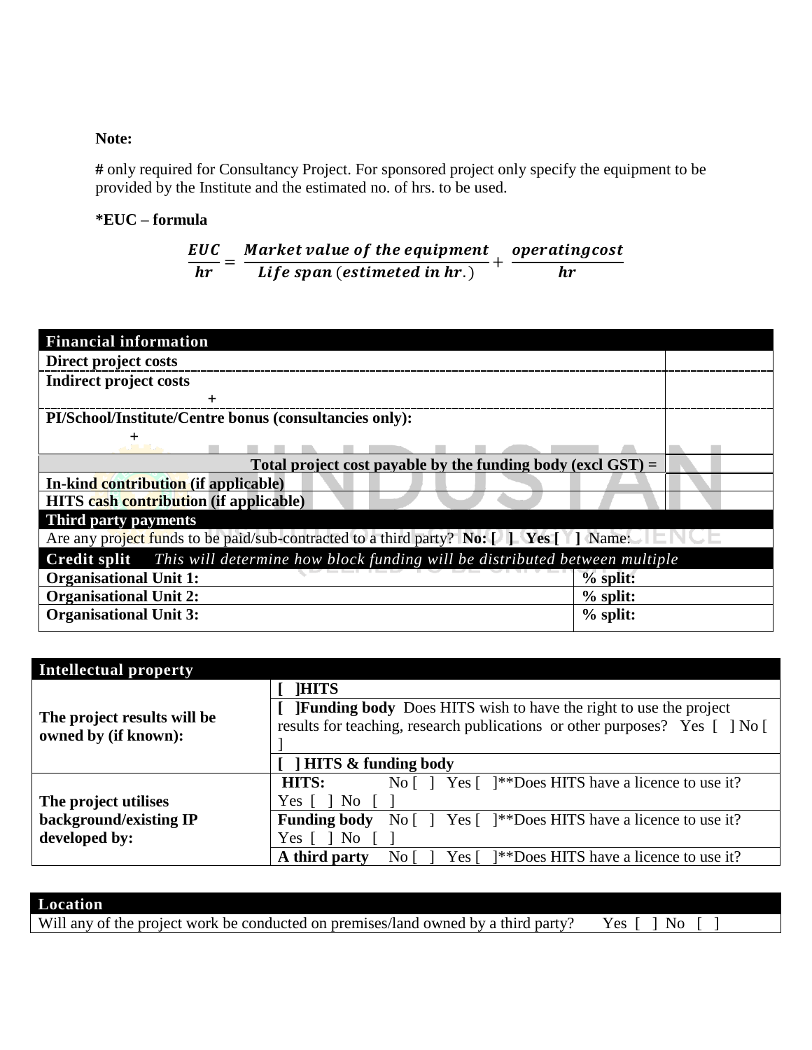**Note:**

**#** only required for Consultancy Project. For sponsored project only specify the equipment to be provided by the Institute and the estimated no. of hrs. to be used.

**\*EUC – formula**

$$\frac{EUC}{hr} = \frac{Market\ value\ of\ the\ equipment}{Life\ span\ (estimeted\ in\ hr.)} + \frac{operating cost}{hr}$$

| **Financial information** | |
|---|---|
| **Direct project costs** | |
| **Indirect project costs** <br> + | |
| **PI/School/Institute/Centre bonus (consultancies only):** <br> + | |
| **Total project cost payable by the funding body (excl GST) =** | |
| **In-kind contribution (if applicable)** | |
| **HITS cash contribution (if applicable)** | |

| **Third party payments** |
|---|
| Are any project funds to be paid/sub-contracted to a third party? **No: [ ] Yes [ ]** Name: |

| **Credit split** *This will determine how block funding will be distributed between multiple* | |
|---|---|
| **Organisational Unit 1:** | **% split:** |
| **Organisational Unit 2:** | **% split:** |
| **Organisational Unit 3:** | **% split:** |

| **Intellectual property** | |
|---|---|
| **The project results will be owned by (if known):** | **[ ]HITS** |
| | **[ ]Funding body** Does HITS wish to have the right to use the project results for teaching, research publications or other purposes? Yes [ ] No [ ] |
| | **[ ] HITS & funding body** |
| **The project utilises background/existing IP developed by:** | **HITS:** No [ ] Yes [ ]\*\*Does HITS have a licence to use it? Yes [ ] No [ ] |
| | **Funding body** No [ ] Yes [ ]\*\*Does HITS have a licence to use it? Yes [ ] No [ ] |
| | **A third party** No [ ] Yes [ ]\*\*Does HITS have a licence to use it? |

| **Location** |
|---|
| Will any of the project work be conducted on premises/land owned by a third party? Yes [ ] No [ ] |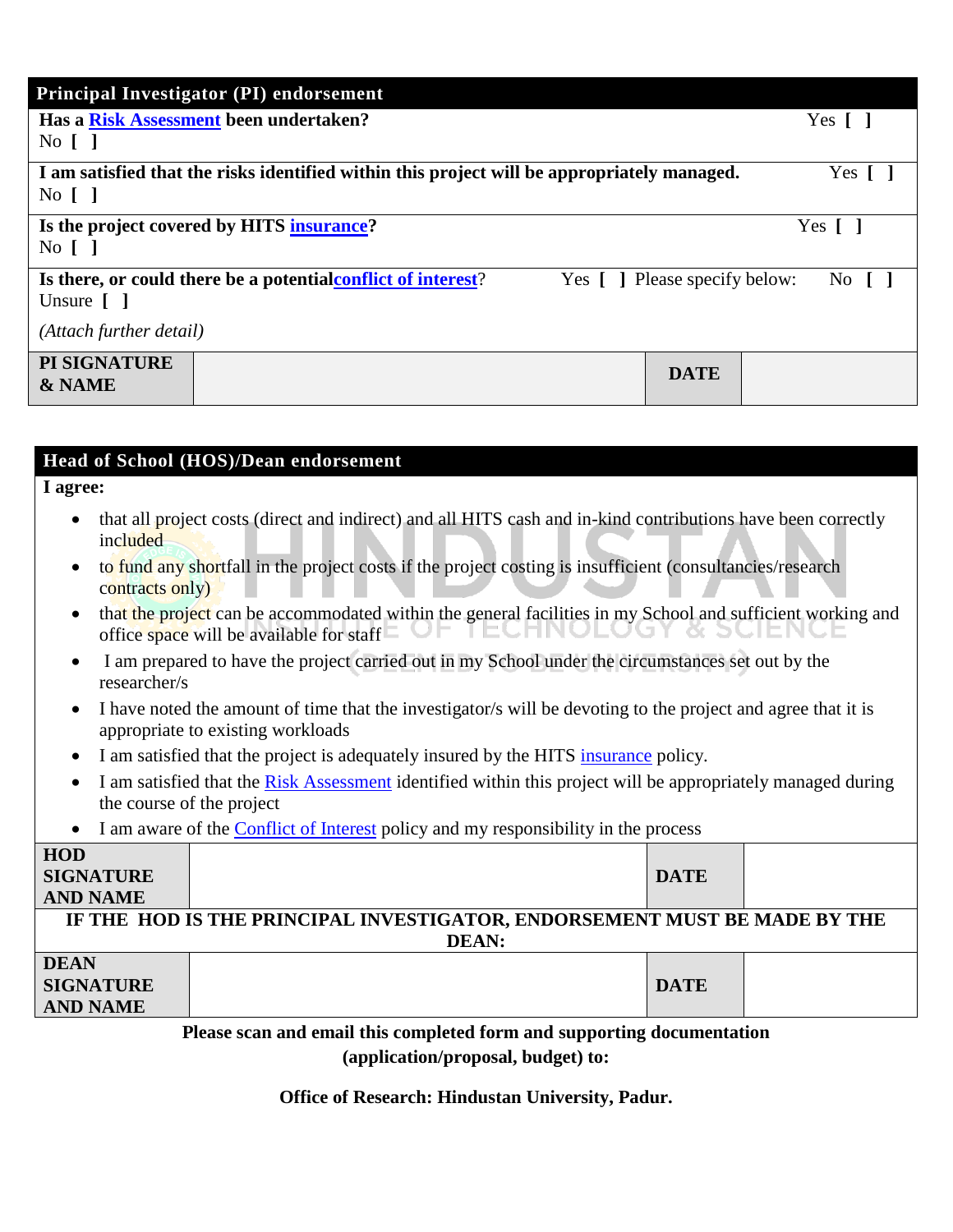## Principal Investigator (PI) endorsement

**Has a Risk Assessment been undertaken?** Yes [ ] No [ ]

**I am satisfied that the risks identified within this project will be appropriately managed.** Yes [ ] No [ ]

**Is the project covered by HITS insurance?** Yes [ ] No [ ]

**Is there, or could there be a potential conflict of interest?** Yes [ ] Please specify below: No [ ] Unsure [ ]

*(Attach further detail)*

| **PI SIGNATURE & NAME** | | **DATE** | |
|---|---|---|---|

## Head of School (HOS)/Dean endorsement

**I agree:**

- that all project costs (direct and indirect) and all HITS cash and in-kind contributions have been correctly included
- to fund any shortfall in the project costs if the project costing is insufficient (consultancies/research contracts only)
- that the project can be accommodated within the general facilities in my School and sufficient working and office space will be available for staff
- I am prepared to have the project carried out in my School under the circumstances set out by the researcher/s
- I have noted the amount of time that the investigator/s will be devoting to the project and agree that it is appropriate to existing workloads
- I am satisfied that the project is adequately insured by the HITS insurance policy.
- I am satisfied that the Risk Assessment identified within this project will be appropriately managed during the course of the project
- I am aware of the Conflict of Interest policy and my responsibility in the process

| **HOD SIGNATURE AND NAME** | | **DATE** | |
|---|---|---|---|
| **IF THE HOD IS THE PRINCIPAL INVESTIGATOR, ENDORSEMENT MUST BE MADE BY THE DEAN:** | | | |
| **DEAN SIGNATURE AND NAME** | | **DATE** | |

**Please scan and email this completed form and supporting documentation (application/proposal, budget) to:**

**Office of Research: Hindustan University, Padur.**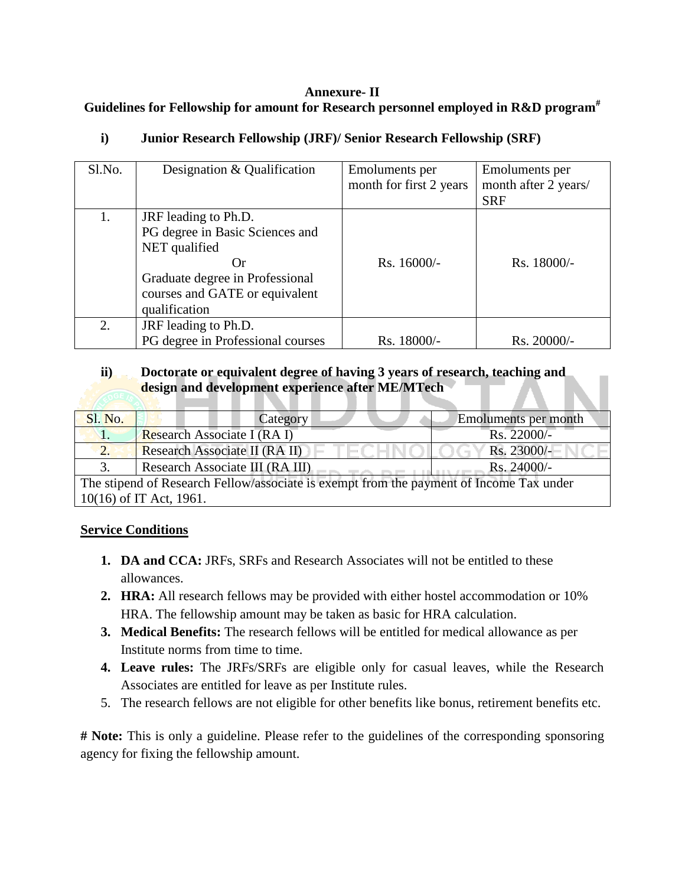**Annexure- II**

**Guidelines for Fellowship for amount for Research personnel employed in R&D program#**

**i) Junior Research Fellowship (JRF)/ Senior Research Fellowship (SRF)**

| Sl.No. | Designation & Qualification | Emoluments per month for first 2 years | Emoluments per month after 2 years/ SRF |
|---|---|---|---|
| 1. | JRF leading to Ph.D.<br>PG degree in Basic Sciences and NET qualified<br>Or<br>Graduate degree in Professional courses and GATE or equivalent qualification | Rs. 16000/- | Rs. 18000/- |
| 2. | JRF leading to Ph.D.<br>PG degree in Professional courses | Rs. 18000/- | Rs. 20000/- |

**ii) Doctorate or equivalent degree of having 3 years of research, teaching and design and development experience after ME/MTech**

| Sl. No. | Category | Emoluments per month |
|---|---|---|
| 1. | Research Associate I (RA I) | Rs. 22000/- |
| 2. | Research Associate II (RA II) | Rs. 23000/- |
| 3. | Research Associate III (RA III) | Rs. 24000/- |
| The stipend of Research Fellow/associate is exempt from the payment of Income Tax under 10(16) of IT Act, 1961. | | |

**Service Conditions**

1. **DA and CCA:** JRFs, SRFs and Research Associates will not be entitled to these allowances.
2. **HRA:** All research fellows may be provided with either hostel accommodation or 10% HRA. The fellowship amount may be taken as basic for HRA calculation.
3. **Medical Benefits:** The research fellows will be entitled for medical allowance as per Institute norms from time to time.
4. **Leave rules:** The JRFs/SRFs are eligible only for casual leaves, while the Research Associates are entitled for leave as per Institute rules.
5. The research fellows are not eligible for other benefits like bonus, retirement benefits etc.

**# Note:** This is only a guideline. Please refer to the guidelines of the corresponding sponsoring agency for fixing the fellowship amount.